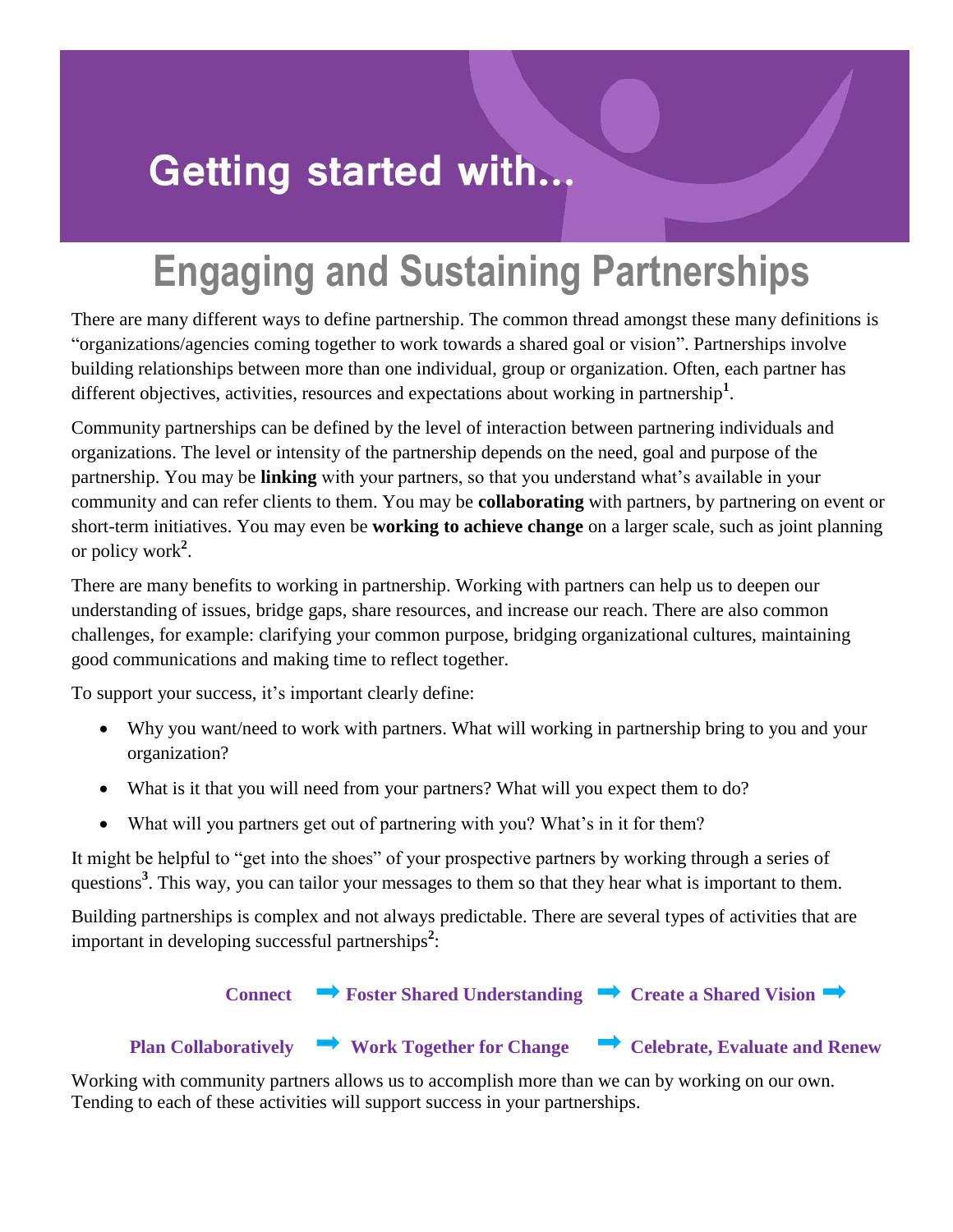# Getting started with...

# Engaging and Sustaining Partnerships

There are many different ways to define partnership. The common thread amongst these many definitions is "organizations/agencies coming together to work towards a shared goal or vision". Partnerships involve building relationships between more than one individual, group or organization. Often, each partner has different objectives, activities, resources and expectations about working in partnership[1].

Community partnerships can be defined by the level of interaction between partnering individuals and organizations. The level or intensity of the partnership depends on the need, goal and purpose of the partnership. You may be **linking** with your partners, so that you understand what's available in your community and can refer clients to them. You may be **collaborating** with partners, by partnering on event or short-term initiatives. You may even be **working to achieve change** on a larger scale, such as joint planning or policy work[2].

There are many benefits to working in partnership. Working with partners can help us to deepen our understanding of issues, bridge gaps, share resources, and increase our reach. There are also common challenges, for example: clarifying your common purpose, bridging organizational cultures, maintaining good communications and making time to reflect together.

To support your success, it's important clearly define:

- Why you want/need to work with partners. What will working in partnership bring to you and your organization?
- What is it that you will need from your partners? What will you expect them to do?
- What will you partners get out of partnering with you? What's in it for them?

It might be helpful to "get into the shoes" of your prospective partners by working through a series of questions[3]. This way, you can tailor your messages to them so that they hear what is important to them.

Building partnerships is complex and not always predictable. There are several types of activities that are important in developing successful partnerships[2]:

**Connect** ➡ **Foster Shared Understanding** ➡ **Create a Shared Vision** ➡

**Plan Collaboratively** ➡ **Work Together for Change** ➡ **Celebrate, Evaluate and Renew**

Working with community partners allows us to accomplish more than we can by working on our own. Tending to each of these activities will support success in your partnerships.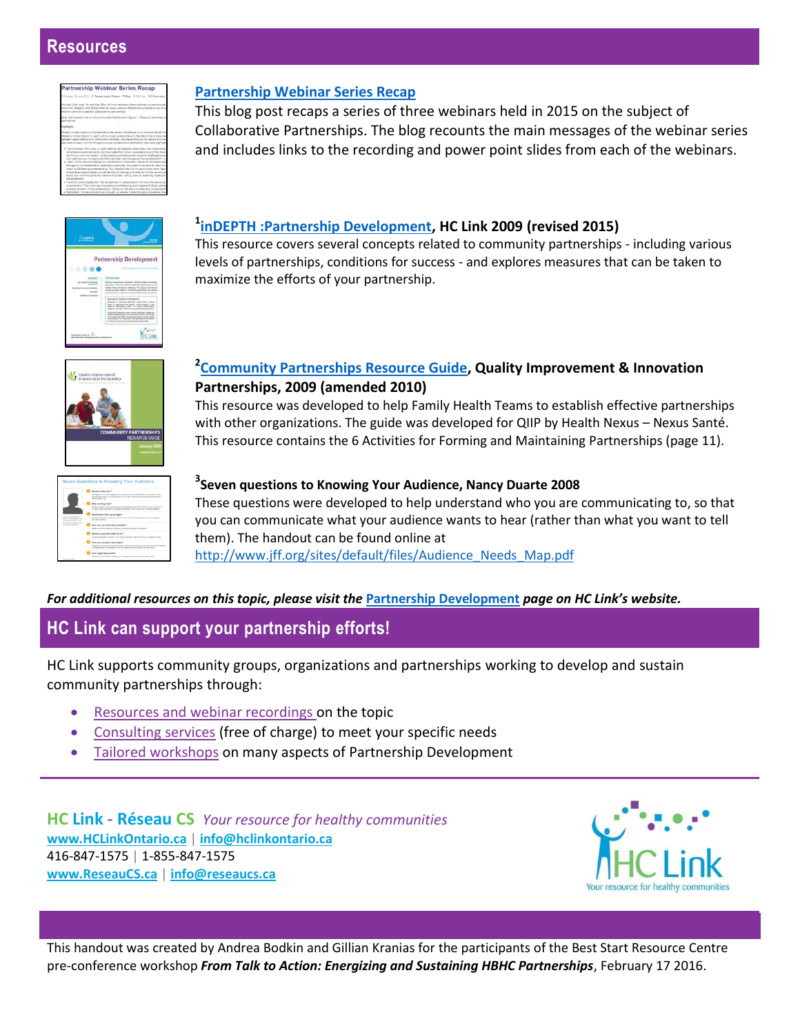## Resources

**Partnership Webinar Series Recap**

This blog post recaps a series of three webinars held in 2015 on the subject of Collaborative Partnerships. The blog recounts the main messages of the webinar series and includes links to the recording and power point slides from each of the webinars.

[1]**inDEPTH :Partnership Development, HC Link 2009 (revised 2015)**

This resource covers several concepts related to community partnerships - including various levels of partnerships, conditions for success - and explores measures that can be taken to maximize the efforts of your partnership.

[2]**Community Partnerships Resource Guide, Quality Improvement & Innovation Partnerships, 2009 (amended 2010)**

This resource was developed to help Family Health Teams to establish effective partnerships with other organizations. The guide was developed for QIIP by Health Nexus – Nexus Santé. This resource contains the 6 Activities for Forming and Maintaining Partnerships (page 11).

[3]**Seven questions to Knowing Your Audience, Nancy Duarte 2008**

These questions were developed to help understand who you are communicating to, so that you can communicate what your audience wants to hear (rather than what you want to tell them). The handout can be found online at http://www.jff.org/sites/default/files/Audience_Needs_Map.pdf

***For additional resources on this topic, please visit the Partnership Development page on HC Link's website.***

## HC Link can support your partnership efforts!

HC Link supports community groups, organizations and partnerships working to develop and sustain community partnerships through:

- Resources and webinar recordings on the topic
- Consulting services (free of charge) to meet your specific needs
- Tailored workshops on many aspects of Partnership Development

**HC Link - Réseau CS** *Your resource for healthy communities*
**www.HCLinkOntario.ca** | **info@hclinkontario.ca**
416-847-1575 | 1-855-847-1575
**www.ReseauCS.ca** | **info@reseaucs.ca**

HC Link
Your resource for healthy communities

This handout was created by Andrea Bodkin and Gillian Kranias for the participants of the Best Start Resource Centre pre-conference workshop ***From Talk to Action: Energizing and Sustaining HBHC Partnerships***, February 17 2016.